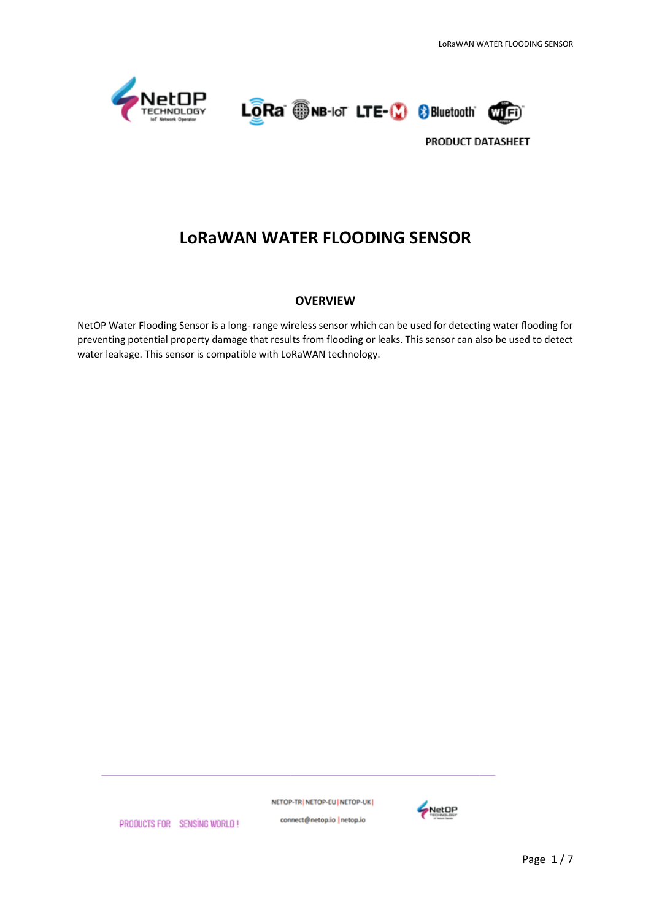PRODUCT DATASHEET

# LoRaWAN WATER FLOODING SENSOR

## OVERVIEW

NetOP Water Flooding Sensor is a long- range wireless sensor which can be used for detecting water flooding for preventing potential property damage that results from flooding or leaks. This sensor can also be used to detect water leakage. This sensor is compatible with LoRaWAN technology.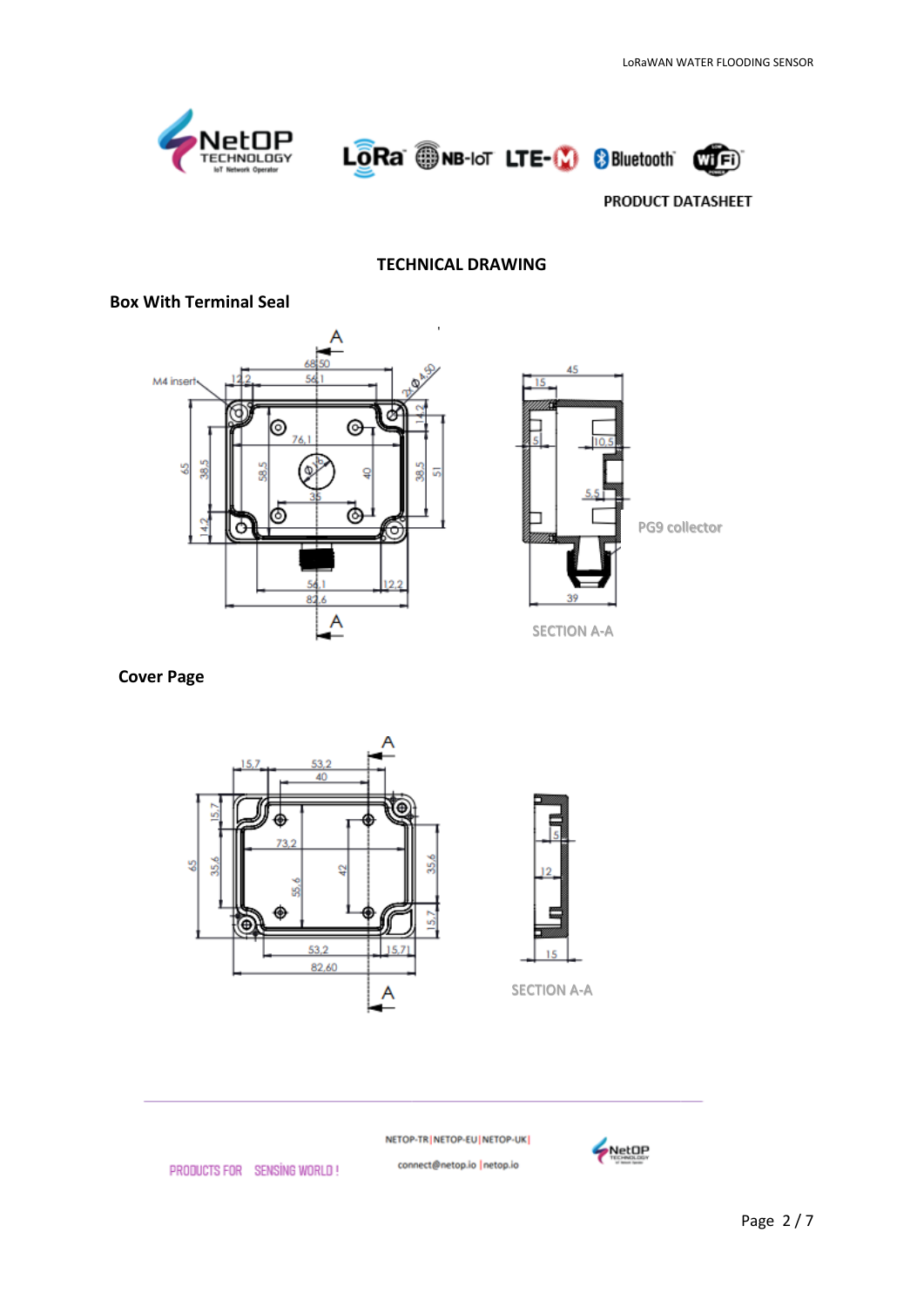PRODUCT DATASHEET

## TECHNICAL DRAWING

### Box With Terminal Seal

A

M4 insert

68,50

56,1

12,2

2x Ø 4,50

14,2

76,1

65

38,5

58,5

Ø 16

40

38,5

51

35

14,2

56,1

12,2

82,6

A

45

15

5

10,5

5,5

PG9 collector

39

SECTION A-A

### Cover Page

A

15,7

53,2

40

15,7

73,2

65

35,6

55,6

42

35,6

15,7

53,2

15,71

82,60

A

5

12

15

SECTION A-A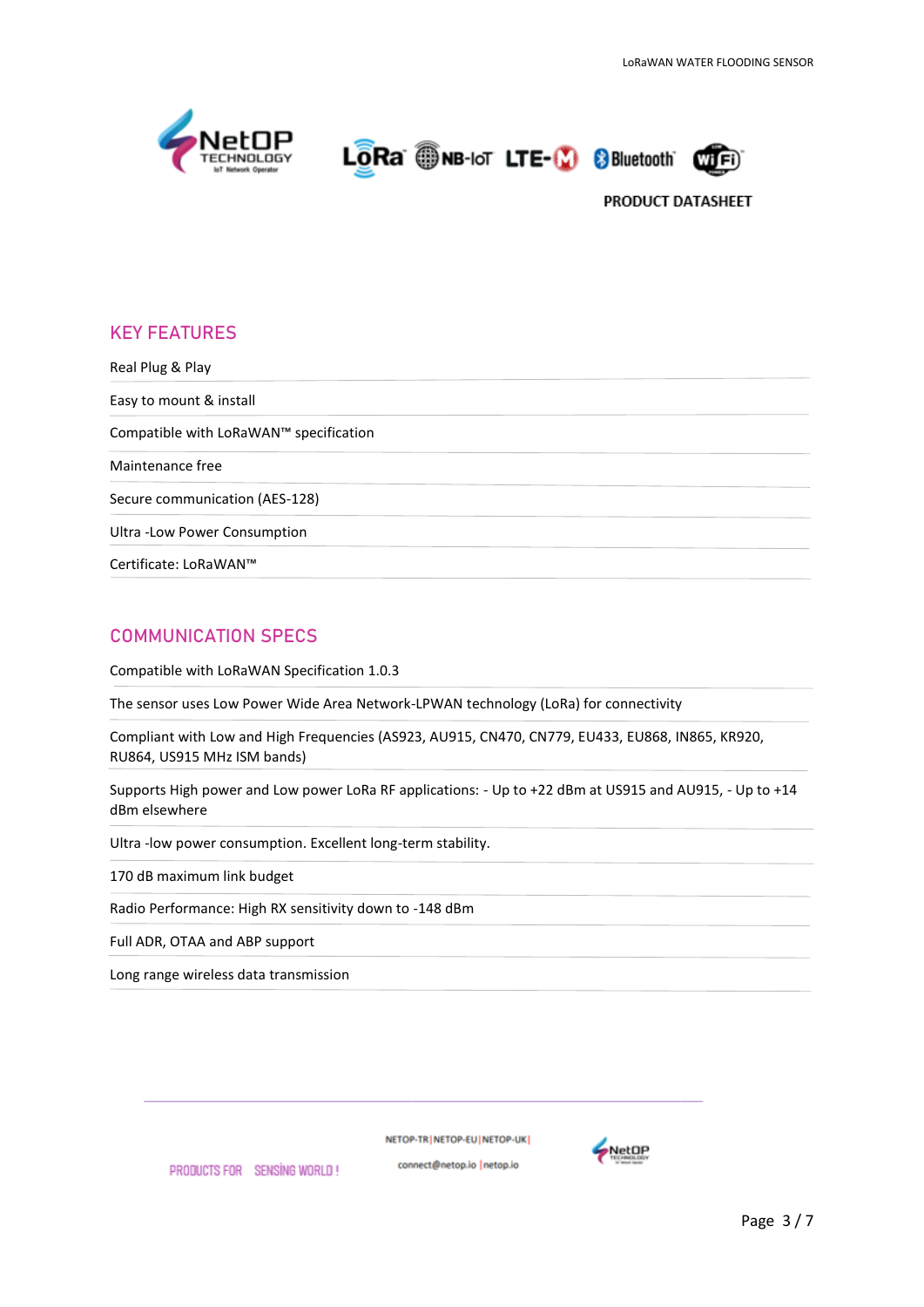## KEY FEATURES

Real Plug & Play

Easy to mount & install

Compatible with LoRaWAN™ specification

Maintenance free

Secure communication (AES-128)

Ultra -Low Power Consumption

Certificate: LoRaWAN™

## COMMUNICATION SPECS

Compatible with LoRaWAN Specification 1.0.3

The sensor uses Low Power Wide Area Network-LPWAN technology (LoRa) for connectivity

Compliant with Low and High Frequencies (AS923, AU915, CN470, CN779, EU433, EU868, IN865, KR920, RU864, US915 MHz ISM bands)

Supports High power and Low power LoRa RF applications: - Up to +22 dBm at US915 and AU915, - Up to +14 dBm elsewhere

Ultra -low power consumption. Excellent long-term stability.

170 dB maximum link budget

Radio Performance: High RX sensitivity down to -148 dBm

Full ADR, OTAA and ABP support

Long range wireless data transmission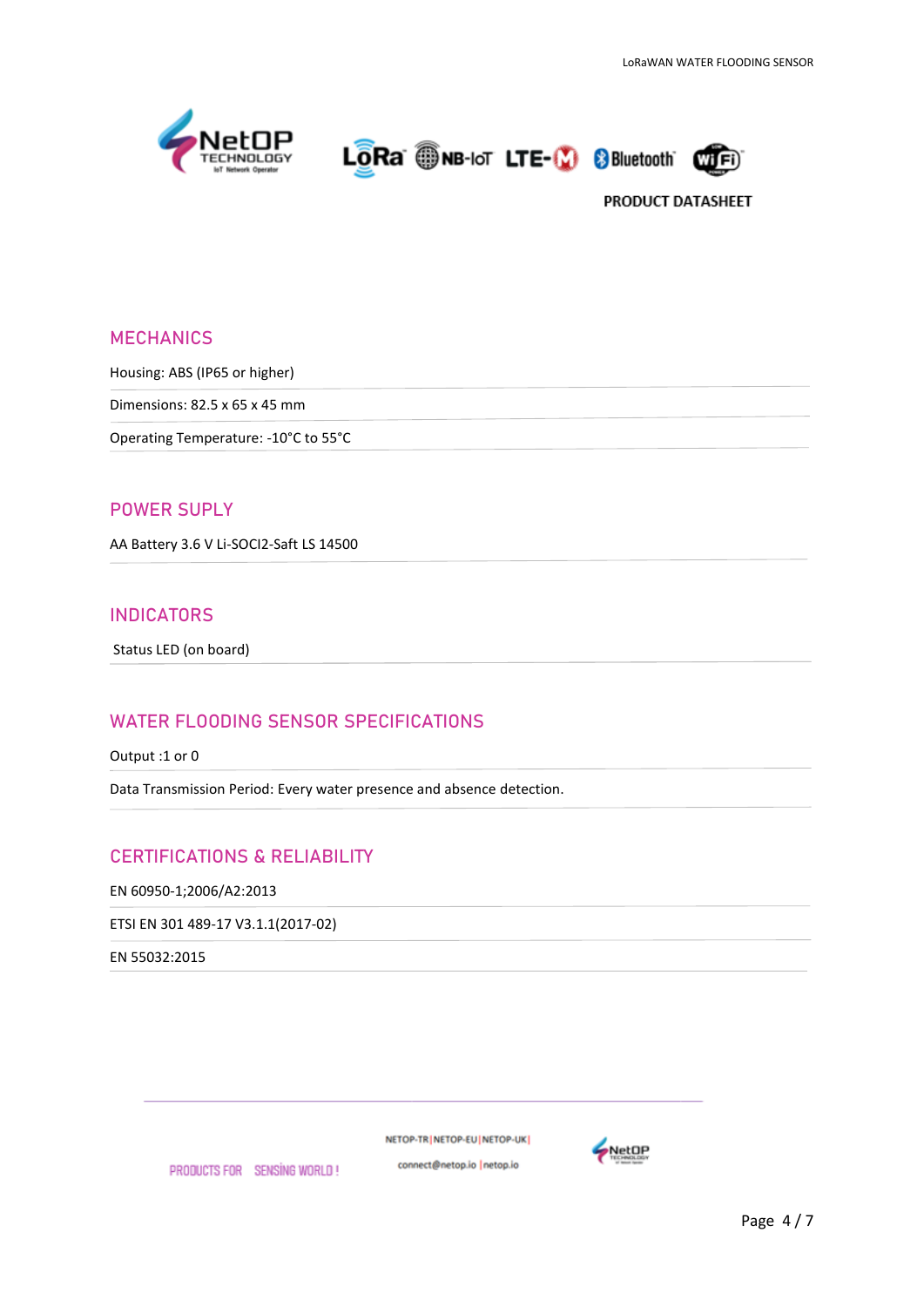## MECHANICS

Housing: ABS (IP65 or higher)

Dimensions: 82.5 x 65 x 45 mm

Operating Temperature: -10°C to 55°C

## POWER SUPLY

AA Battery 3.6 V Li-SOCI2-Saft LS 14500

## INDICATORS

Status LED (on board)

## WATER FLOODING SENSOR SPECIFICATIONS

Output :1 or 0

Data Transmission Period: Every water presence and absence detection.

## CERTIFICATIONS & RELIABILITY

EN 60950-1;2006/A2:2013

ETSI EN 301 489-17 V3.1.1(2017-02)

EN 55032:2015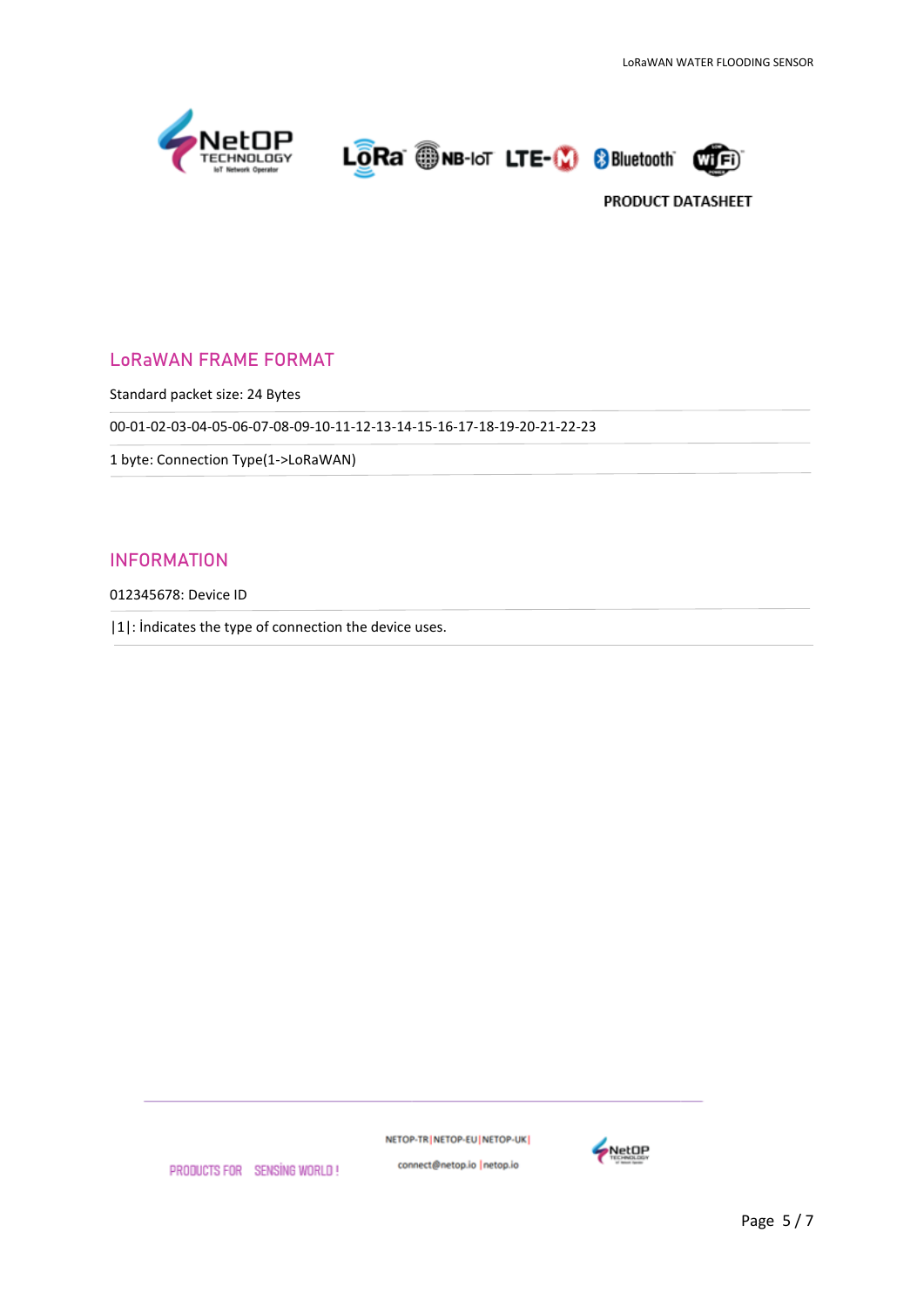## LoRaWAN FRAME FORMAT

Standard packet size: 24 Bytes

00-01-02-03-04-05-06-07-08-09-10-11-12-13-14-15-16-17-18-19-20-21-22-23

1 byte: Connection Type(1->LoRaWAN)

## INFORMATION

012345678: Device ID

|1|: İndicates the type of connection the device uses.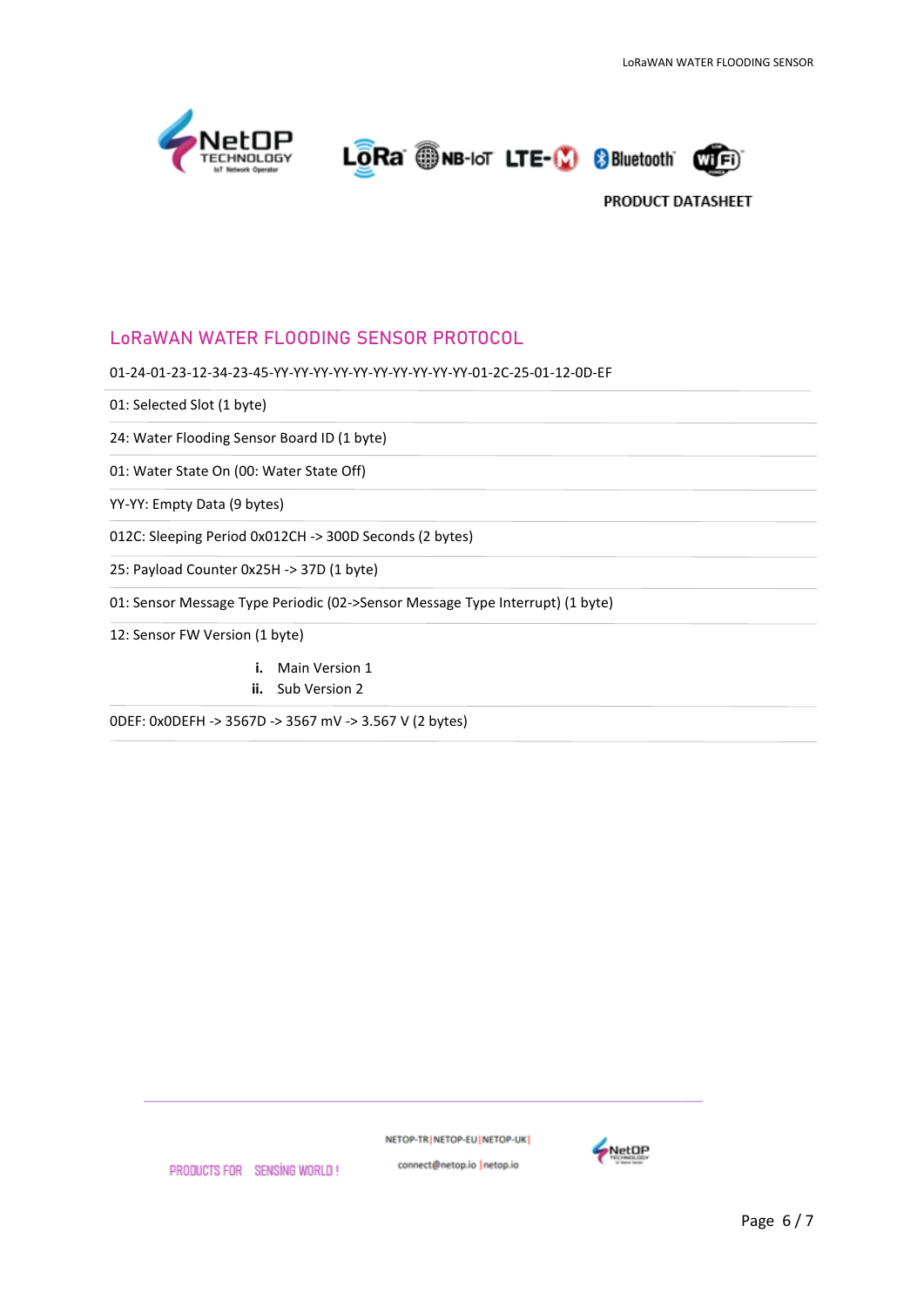## LoRaWAN WATER FLOODING SENSOR PROTOCOL

01-24-01-23-12-34-23-45-YY-YY-YY-YY-YY-YY-YY-YY-YY-01-2C-25-01-12-0D-EF

01: Selected Slot (1 byte)

24: Water Flooding Sensor Board ID (1 byte)

01: Water State On (00: Water State Off)

YY-YY: Empty Data (9 bytes)

012C: Sleeping Period 0x012CH -> 300D Seconds (2 bytes)

25: Payload Counter 0x25H -> 37D (1 byte)

01: Sensor Message Type Periodic (02->Sensor Message Type Interrupt) (1 byte)

12: Sensor FW Version (1 byte)

i. Main Version 1
ii. Sub Version 2

0DEF: 0x0DEFH -> 3567D -> 3567 mV -> 3.567 V (2 bytes)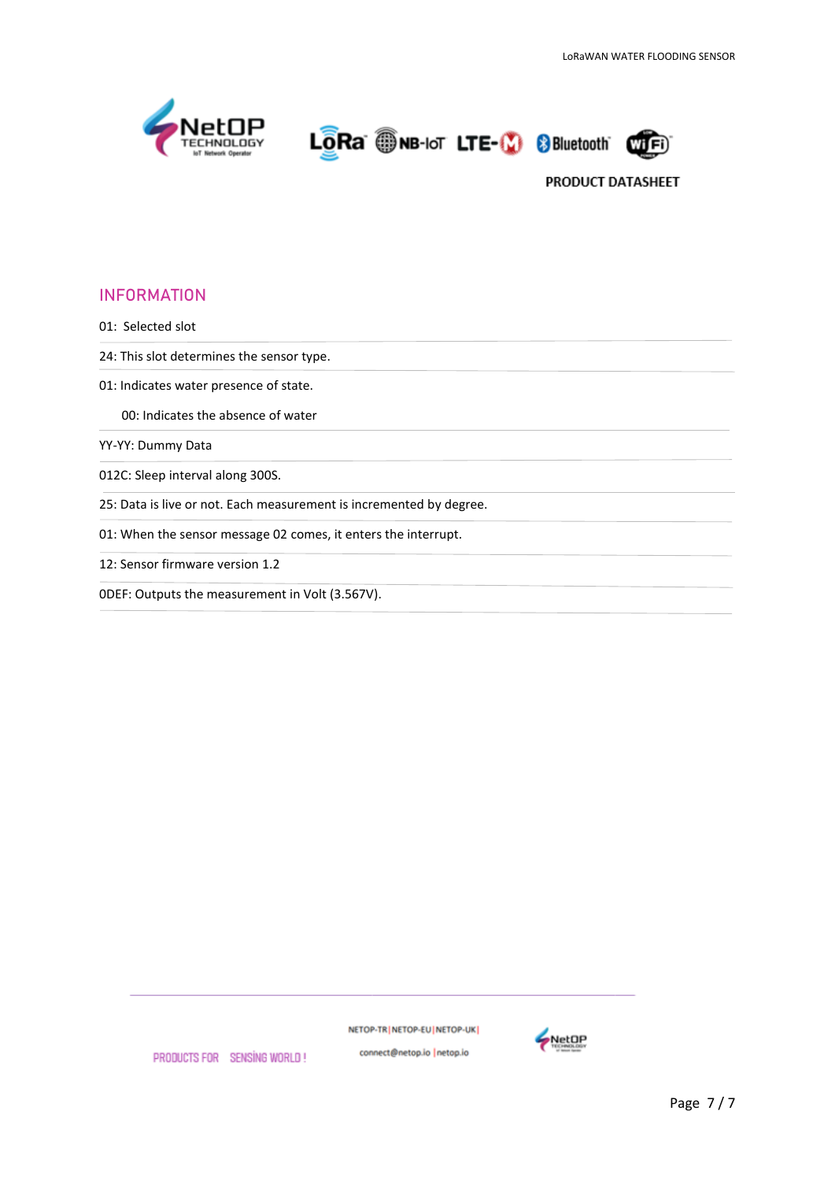## INFORMATION

01:  Selected slot

24: This slot determines the sensor type.

01: Indicates water presence of state.

    00: Indicates the absence of water

YY-YY: Dummy Data

012C: Sleep interval along 300S.

25: Data is live or not. Each measurement is incremented by degree.

01: When the sensor message 02 comes, it enters the interrupt.

12: Sensor firmware version 1.2

0DEF: Outputs the measurement in Volt (3.567V).